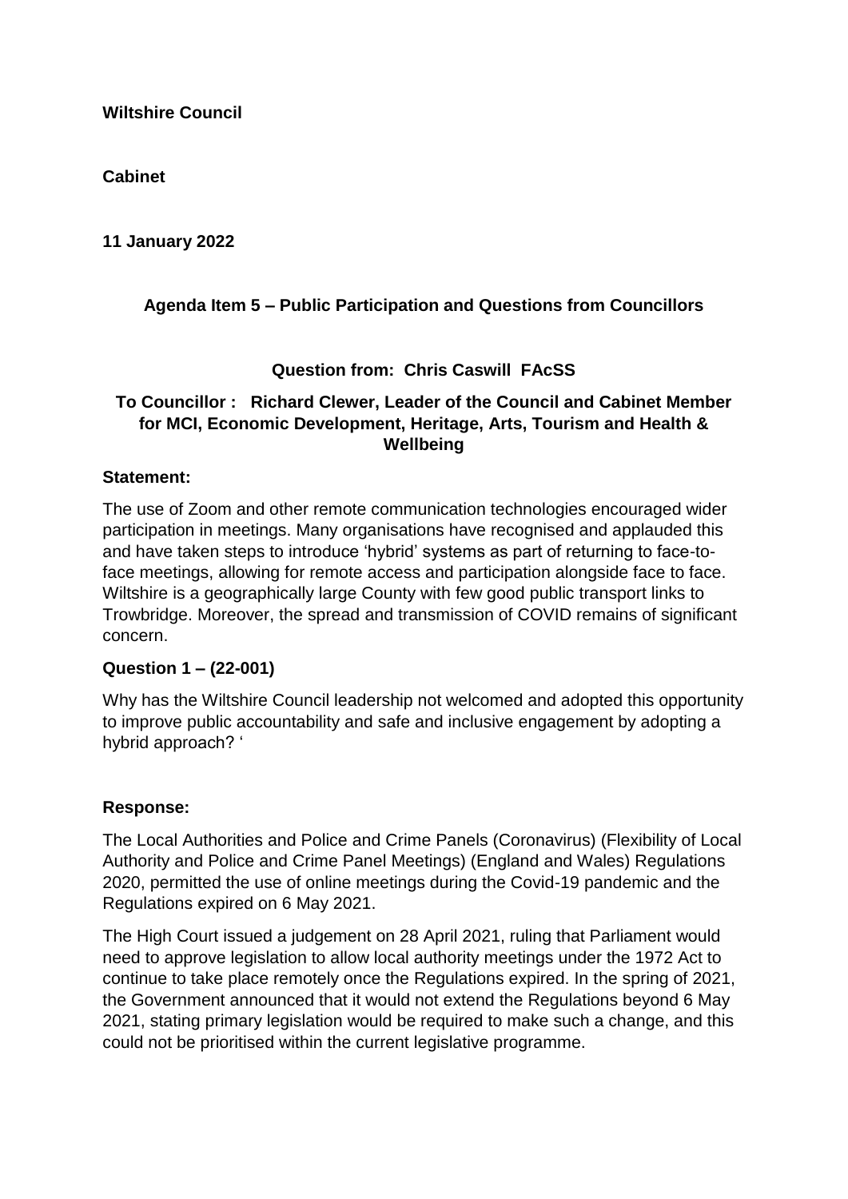**Wiltshire Council**

**Cabinet**

**11 January 2022**

### Agenda Item 5 – Public Participation and Questions from Councillors

### Question from: Chris Caswill FAcSS

### To Councillor : Richard Clewer, Leader of the Council and Cabinet Member for MCI, Economic Development, Heritage, Arts, Tourism and Health & Wellbeing

**Statement:**

The use of Zoom and other remote communication technologies encouraged wider participation in meetings. Many organisations have recognised and applauded this and have taken steps to introduce 'hybrid' systems as part of returning to face-to-face meetings, allowing for remote access and participation alongside face to face. Wiltshire is a geographically large County with few good public transport links to Trowbridge. Moreover, the spread and transmission of COVID remains of significant concern.

**Question 1 – (22-001)**

Why has the Wiltshire Council leadership not welcomed and adopted this opportunity to improve public accountability and safe and inclusive engagement by adopting a hybrid approach? '

**Response:**

The Local Authorities and Police and Crime Panels (Coronavirus) (Flexibility of Local Authority and Police and Crime Panel Meetings) (England and Wales) Regulations 2020, permitted the use of online meetings during the Covid-19 pandemic and the Regulations expired on 6 May 2021.

The High Court issued a judgement on 28 April 2021, ruling that Parliament would need to approve legislation to allow local authority meetings under the 1972 Act to continue to take place remotely once the Regulations expired. In the spring of 2021, the Government announced that it would not extend the Regulations beyond 6 May 2021, stating primary legislation would be required to make such a change, and this could not be prioritised within the current legislative programme.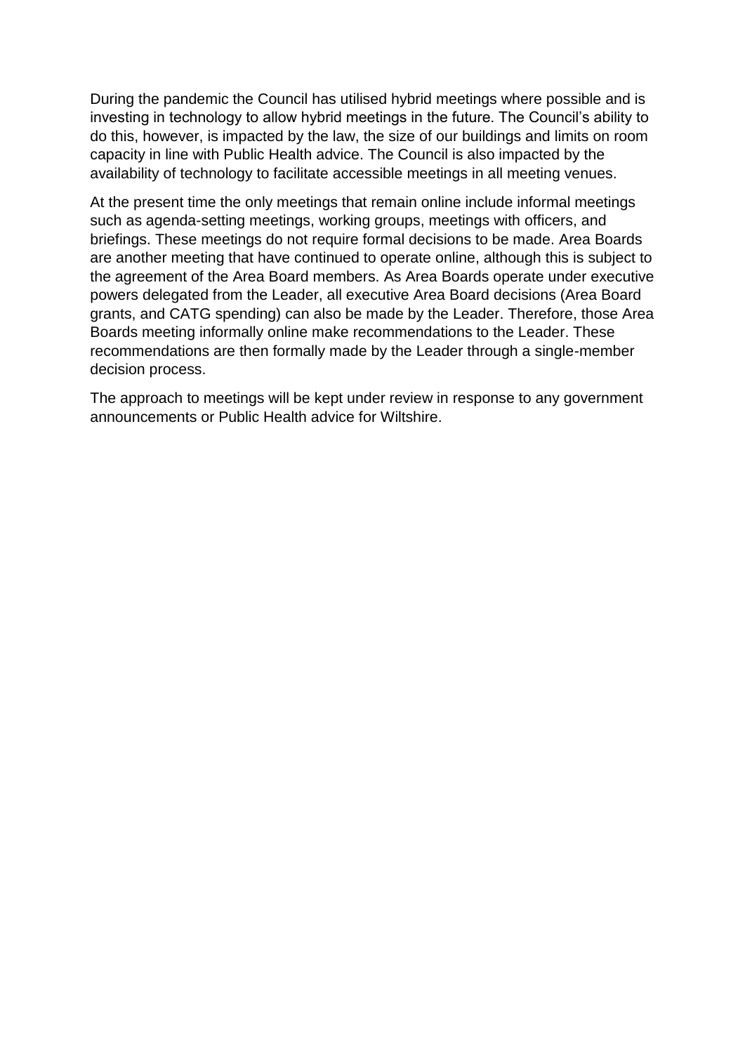During the pandemic the Council has utilised hybrid meetings where possible and is investing in technology to allow hybrid meetings in the future. The Council's ability to do this, however, is impacted by the law, the size of our buildings and limits on room capacity in line with Public Health advice. The Council is also impacted by the availability of technology to facilitate accessible meetings in all meeting venues.

At the present time the only meetings that remain online include informal meetings such as agenda-setting meetings, working groups, meetings with officers, and briefings. These meetings do not require formal decisions to be made. Area Boards are another meeting that have continued to operate online, although this is subject to the agreement of the Area Board members. As Area Boards operate under executive powers delegated from the Leader, all executive Area Board decisions (Area Board grants, and CATG spending) can also be made by the Leader. Therefore, those Area Boards meeting informally online make recommendations to the Leader. These recommendations are then formally made by the Leader through a single-member decision process.

The approach to meetings will be kept under review in response to any government announcements or Public Health advice for Wiltshire.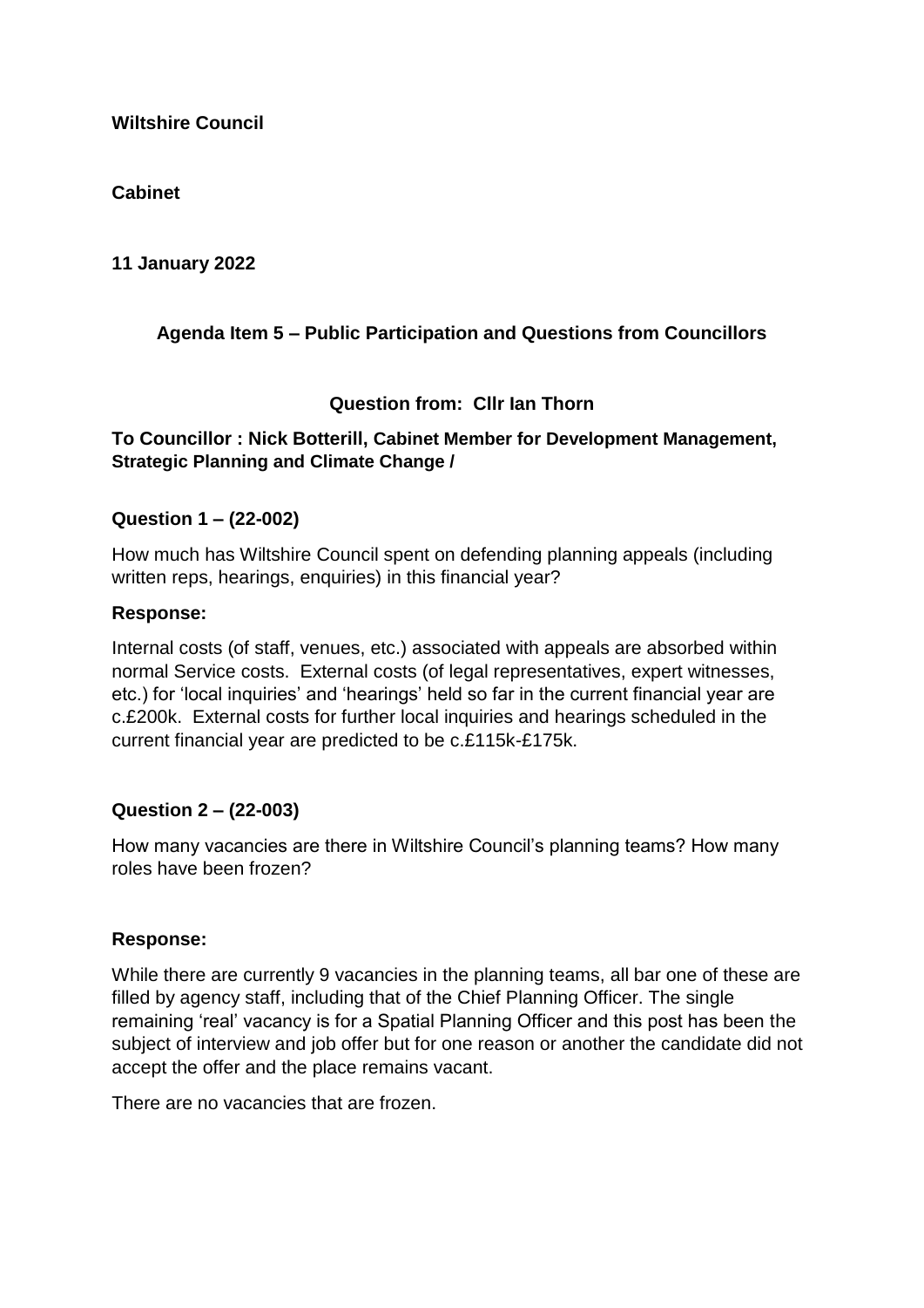**Wiltshire Council**

**Cabinet**

**11 January 2022**

**Agenda Item 5 – Public Participation and Questions from Councillors**

**Question from: Cllr Ian Thorn**

**To Councillor : Nick Botterill, Cabinet Member for Development Management, Strategic Planning and Climate Change /**

**Question 1 – (22-002)**

How much has Wiltshire Council spent on defending planning appeals (including written reps, hearings, enquiries) in this financial year?

**Response:**

Internal costs (of staff, venues, etc.) associated with appeals are absorbed within normal Service costs. External costs (of legal representatives, expert witnesses, etc.) for 'local inquiries' and 'hearings' held so far in the current financial year are c.£200k. External costs for further local inquiries and hearings scheduled in the current financial year are predicted to be c.£115k-£175k.

**Question 2 – (22-003)**

How many vacancies are there in Wiltshire Council's planning teams? How many roles have been frozen?

**Response:**

While there are currently 9 vacancies in the planning teams, all bar one of these are filled by agency staff, including that of the Chief Planning Officer. The single remaining 'real' vacancy is for a Spatial Planning Officer and this post has been the subject of interview and job offer but for one reason or another the candidate did not accept the offer and the place remains vacant.

There are no vacancies that are frozen.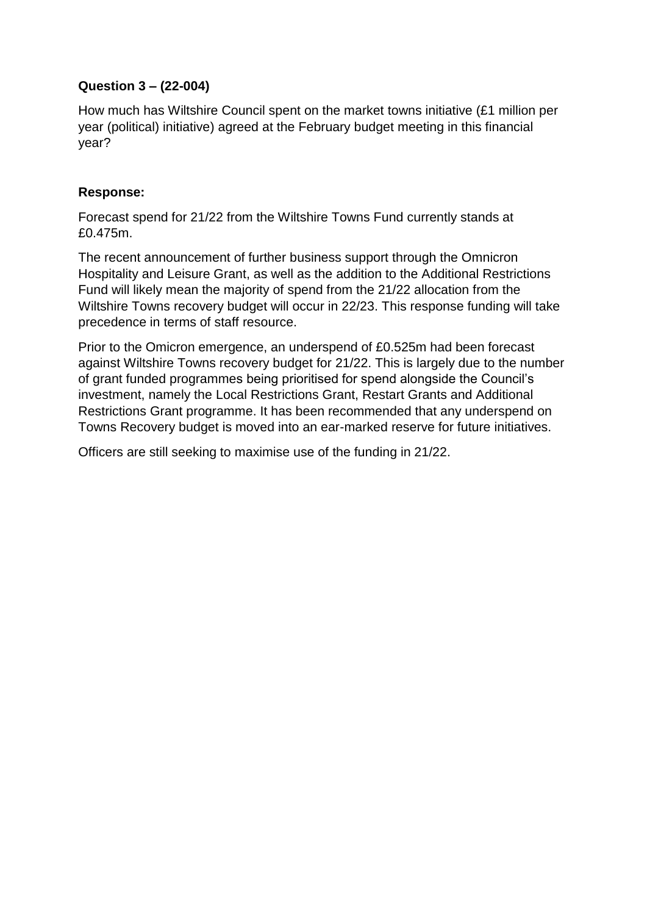**Question 3 – (22-004)**

How much has Wiltshire Council spent on the market towns initiative (£1 million per year (political) initiative) agreed at the February budget meeting in this financial year?

**Response:**

Forecast spend for 21/22 from the Wiltshire Towns Fund currently stands at £0.475m.

The recent announcement of further business support through the Omnicron Hospitality and Leisure Grant, as well as the addition to the Additional Restrictions Fund will likely mean the majority of spend from the 21/22 allocation from the Wiltshire Towns recovery budget will occur in 22/23. This response funding will take precedence in terms of staff resource.

Prior to the Omicron emergence, an underspend of £0.525m had been forecast against Wiltshire Towns recovery budget for 21/22. This is largely due to the number of grant funded programmes being prioritised for spend alongside the Council's investment, namely the Local Restrictions Grant, Restart Grants and Additional Restrictions Grant programme. It has been recommended that any underspend on Towns Recovery budget is moved into an ear-marked reserve for future initiatives.

Officers are still seeking to maximise use of the funding in 21/22.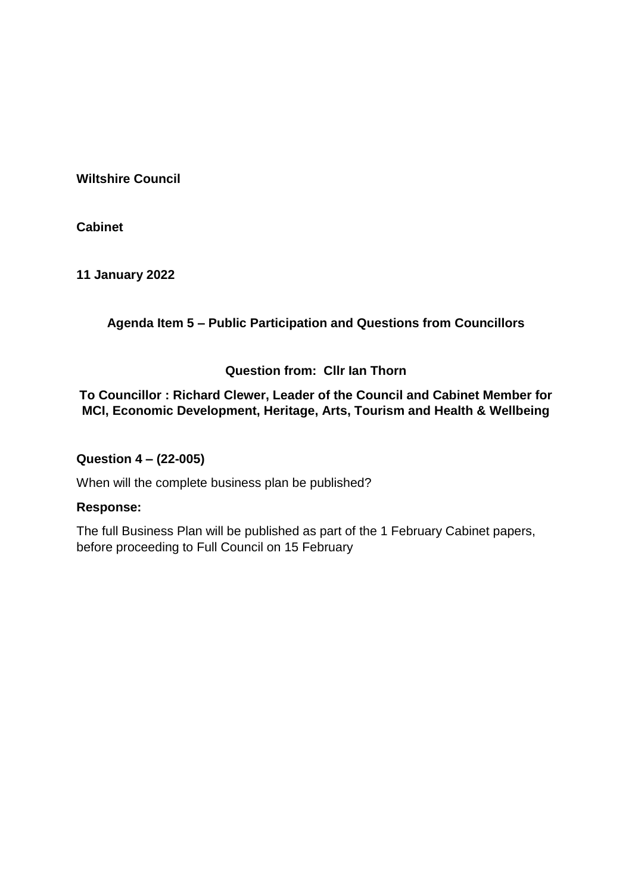**Wiltshire Council**

**Cabinet**

**11 January 2022**

**Agenda Item 5 – Public Participation and Questions from Councillors**

**Question from: Cllr Ian Thorn**

**To Councillor : Richard Clewer, Leader of the Council and Cabinet Member for MCI, Economic Development, Heritage, Arts, Tourism and Health & Wellbeing**

**Question 4 – (22-005)**

When will the complete business plan be published?

**Response:**

The full Business Plan will be published as part of the 1 February Cabinet papers, before proceeding to Full Council on 15 February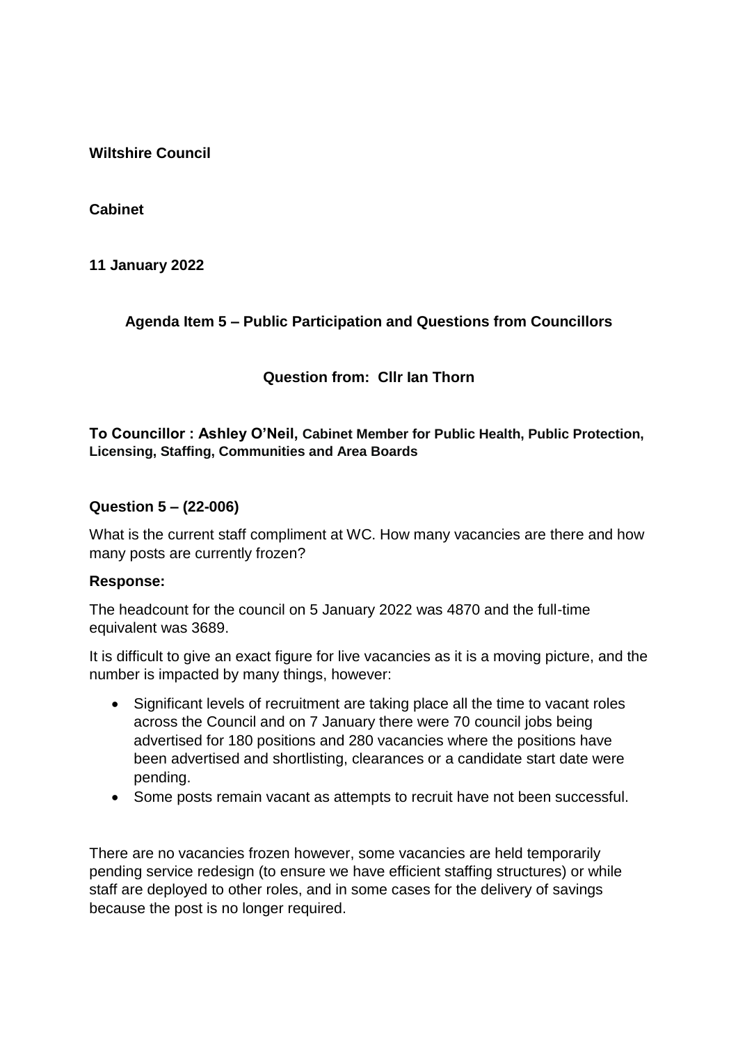**Wiltshire Council**

**Cabinet**

**11 January 2022**

**Agenda Item 5 – Public Participation and Questions from Councillors**

**Question from: Cllr Ian Thorn**

**To Councillor : Ashley O'Neil, Cabinet Member for Public Health, Public Protection, Licensing, Staffing, Communities and Area Boards**

**Question 5 – (22-006)**

What is the current staff compliment at WC. How many vacancies are there and how many posts are currently frozen?

**Response:**

The headcount for the council on 5 January 2022 was 4870 and the full-time equivalent was 3689.

It is difficult to give an exact figure for live vacancies as it is a moving picture, and the number is impacted by many things, however:

- Significant levels of recruitment are taking place all the time to vacant roles across the Council and on 7 January there were 70 council jobs being advertised for 180 positions and 280 vacancies where the positions have been advertised and shortlisting, clearances or a candidate start date were pending.
- Some posts remain vacant as attempts to recruit have not been successful.

There are no vacancies frozen however, some vacancies are held temporarily pending service redesign (to ensure we have efficient staffing structures) or while staff are deployed to other roles, and in some cases for the delivery of savings because the post is no longer required.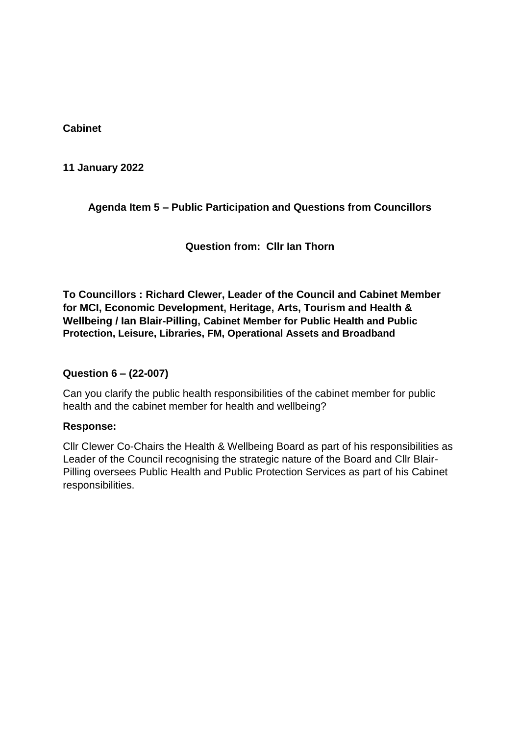**Cabinet**

**11 January 2022**

**Agenda Item 5 – Public Participation and Questions from Councillors**

**Question from: Cllr Ian Thorn**

**To Councillors : Richard Clewer, Leader of the Council and Cabinet Member for MCI, Economic Development, Heritage, Arts, Tourism and Health & Wellbeing / Ian Blair-Pilling, Cabinet Member for Public Health and Public Protection, Leisure, Libraries, FM, Operational Assets and Broadband**

**Question 6 – (22-007)**

Can you clarify the public health responsibilities of the cabinet member for public health and the cabinet member for health and wellbeing?

**Response:**

Cllr Clewer Co-Chairs the Health & Wellbeing Board as part of his responsibilities as Leader of the Council recognising the strategic nature of the Board and Cllr Blair-Pilling oversees Public Health and Public Protection Services as part of his Cabinet responsibilities.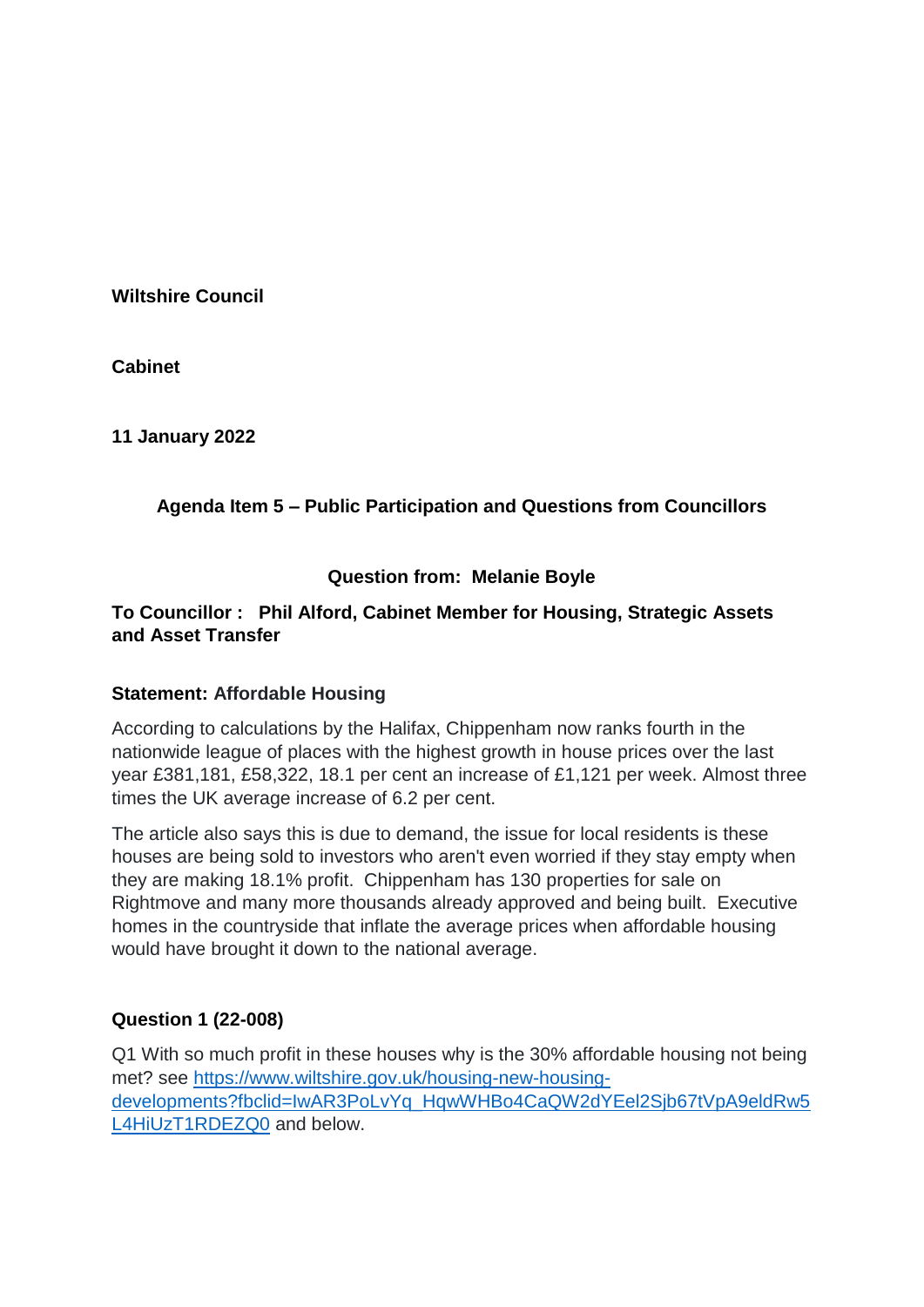**Wiltshire Council**

**Cabinet**

**11 January 2022**

**Agenda Item 5 – Public Participation and Questions from Councillors**

**Question from: Melanie Boyle**

**To Councillor : Phil Alford, Cabinet Member for Housing, Strategic Assets and Asset Transfer**

**Statement: Affordable Housing**

According to calculations by the Halifax, Chippenham now ranks fourth in the nationwide league of places with the highest growth in house prices over the last year £381,181, £58,322, 18.1 per cent an increase of £1,121 per week. Almost three times the UK average increase of 6.2 per cent.

The article also says this is due to demand, the issue for local residents is these houses are being sold to investors who aren't even worried if they stay empty when they are making 18.1% profit. Chippenham has 130 properties for sale on Rightmove and many more thousands already approved and being built. Executive homes in the countryside that inflate the average prices when affordable housing would have brought it down to the national average.

**Question 1 (22-008)**

Q1 With so much profit in these houses why is the 30% affordable housing not being met? see [https://www.wiltshire.gov.uk/housing-new-housing-developments?fbclid=IwAR3PoLvYq_HqwWHBo4CaQW2dYEel2Sjb67tVpA9eldRw5L4HiUzT1RDEZQ0](https://www.wiltshire.gov.uk/housing-new-housing-developments?fbclid=IwAR3PoLvYq_HqwWHBo4CaQW2dYEel2Sjb67tVpA9eldRw5L4HiUzT1RDEZQ0) and below.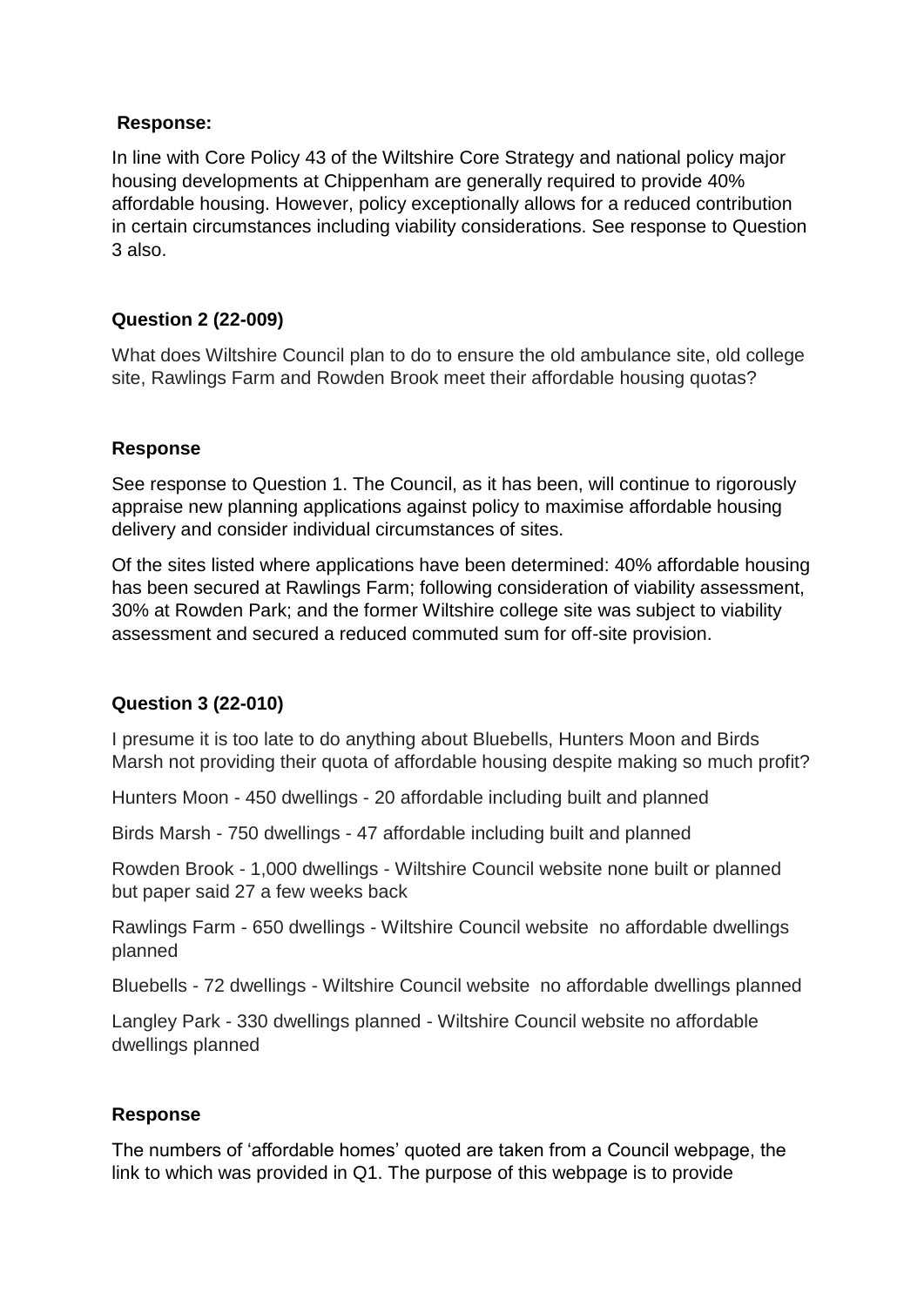**Response:**

In line with Core Policy 43 of the Wiltshire Core Strategy and national policy major housing developments at Chippenham are generally required to provide 40% affordable housing. However, policy exceptionally allows for a reduced contribution in certain circumstances including viability considerations. See response to Question 3 also.

**Question 2 (22-009)**

What does Wiltshire Council plan to do to ensure the old ambulance site, old college site, Rawlings Farm and Rowden Brook meet their affordable housing quotas?

**Response**

See response to Question 1. The Council, as it has been, will continue to rigorously appraise new planning applications against policy to maximise affordable housing delivery and consider individual circumstances of sites.

Of the sites listed where applications have been determined: 40% affordable housing has been secured at Rawlings Farm; following consideration of viability assessment, 30% at Rowden Park; and the former Wiltshire college site was subject to viability assessment and secured a reduced commuted sum for off-site provision.

**Question 3 (22-010)**

I presume it is too late to do anything about Bluebells, Hunters Moon and Birds Marsh not providing their quota of affordable housing despite making so much profit?

Hunters Moon - 450 dwellings - 20 affordable including built and planned

Birds Marsh - 750 dwellings - 47 affordable including built and planned

Rowden Brook - 1,000 dwellings - Wiltshire Council website none built or planned but paper said 27 a few weeks back

Rawlings Farm - 650 dwellings - Wiltshire Council website no affordable dwellings planned

Bluebells - 72 dwellings - Wiltshire Council website no affordable dwellings planned

Langley Park - 330 dwellings planned - Wiltshire Council website no affordable dwellings planned

**Response**

The numbers of 'affordable homes' quoted are taken from a Council webpage, the link to which was provided in Q1. The purpose of this webpage is to provide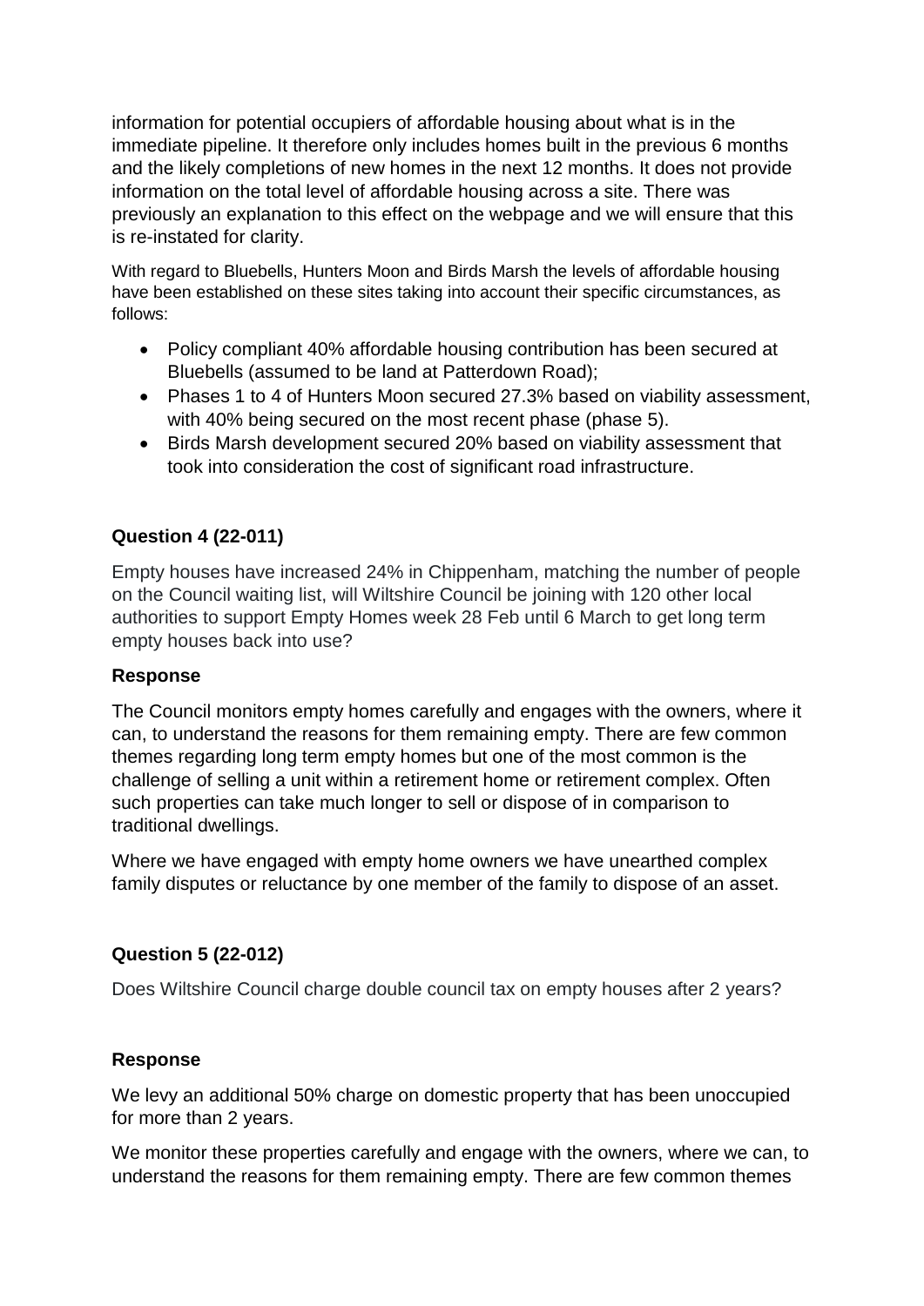information for potential occupiers of affordable housing about what is in the immediate pipeline. It therefore only includes homes built in the previous 6 months and the likely completions of new homes in the next 12 months. It does not provide information on the total level of affordable housing across a site. There was previously an explanation to this effect on the webpage and we will ensure that this is re-instated for clarity.

With regard to Bluebells, Hunters Moon and Birds Marsh the levels of affordable housing have been established on these sites taking into account their specific circumstances, as follows:

- Policy compliant 40% affordable housing contribution has been secured at Bluebells (assumed to be land at Patterdown Road);
- Phases 1 to 4 of Hunters Moon secured 27.3% based on viability assessment, with 40% being secured on the most recent phase (phase 5).
- Birds Marsh development secured 20% based on viability assessment that took into consideration the cost of significant road infrastructure.

**Question 4 (22-011)**

Empty houses have increased 24% in Chippenham, matching the number of people on the Council waiting list, will Wiltshire Council be joining with 120 other local authorities to support Empty Homes week 28 Feb until 6 March to get long term empty houses back into use?

**Response**

The Council monitors empty homes carefully and engages with the owners, where it can, to understand the reasons for them remaining empty. There are few common themes regarding long term empty homes but one of the most common is the challenge of selling a unit within a retirement home or retirement complex. Often such properties can take much longer to sell or dispose of in comparison to traditional dwellings.

Where we have engaged with empty home owners we have unearthed complex family disputes or reluctance by one member of the family to dispose of an asset.

**Question 5 (22-012)**

Does Wiltshire Council charge double council tax on empty houses after 2 years?

**Response**

We levy an additional 50% charge on domestic property that has been unoccupied for more than 2 years.

We monitor these properties carefully and engage with the owners, where we can, to understand the reasons for them remaining empty. There are few common themes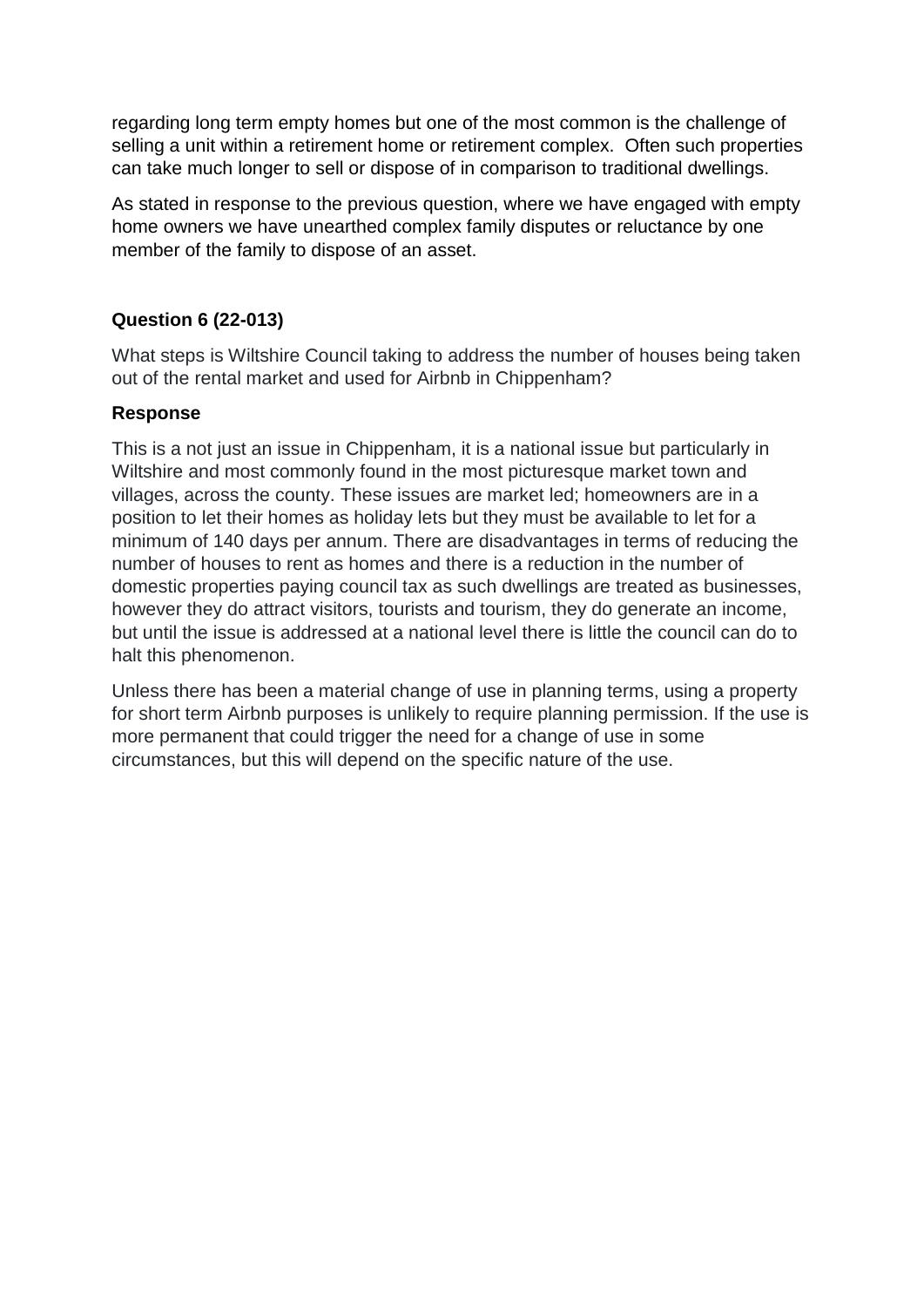regarding long term empty homes but one of the most common is the challenge of selling a unit within a retirement home or retirement complex. Often such properties can take much longer to sell or dispose of in comparison to traditional dwellings.

As stated in response to the previous question, where we have engaged with empty home owners we have unearthed complex family disputes or reluctance by one member of the family to dispose of an asset.

**Question 6 (22-013)**

What steps is Wiltshire Council taking to address the number of houses being taken out of the rental market and used for Airbnb in Chippenham?

**Response**

This is a not just an issue in Chippenham, it is a national issue but particularly in Wiltshire and most commonly found in the most picturesque market town and villages, across the county. These issues are market led; homeowners are in a position to let their homes as holiday lets but they must be available to let for a minimum of 140 days per annum. There are disadvantages in terms of reducing the number of houses to rent as homes and there is a reduction in the number of domestic properties paying council tax as such dwellings are treated as businesses, however they do attract visitors, tourists and tourism, they do generate an income, but until the issue is addressed at a national level there is little the council can do to halt this phenomenon.

Unless there has been a material change of use in planning terms, using a property for short term Airbnb purposes is unlikely to require planning permission. If the use is more permanent that could trigger the need for a change of use in some circumstances, but this will depend on the specific nature of the use.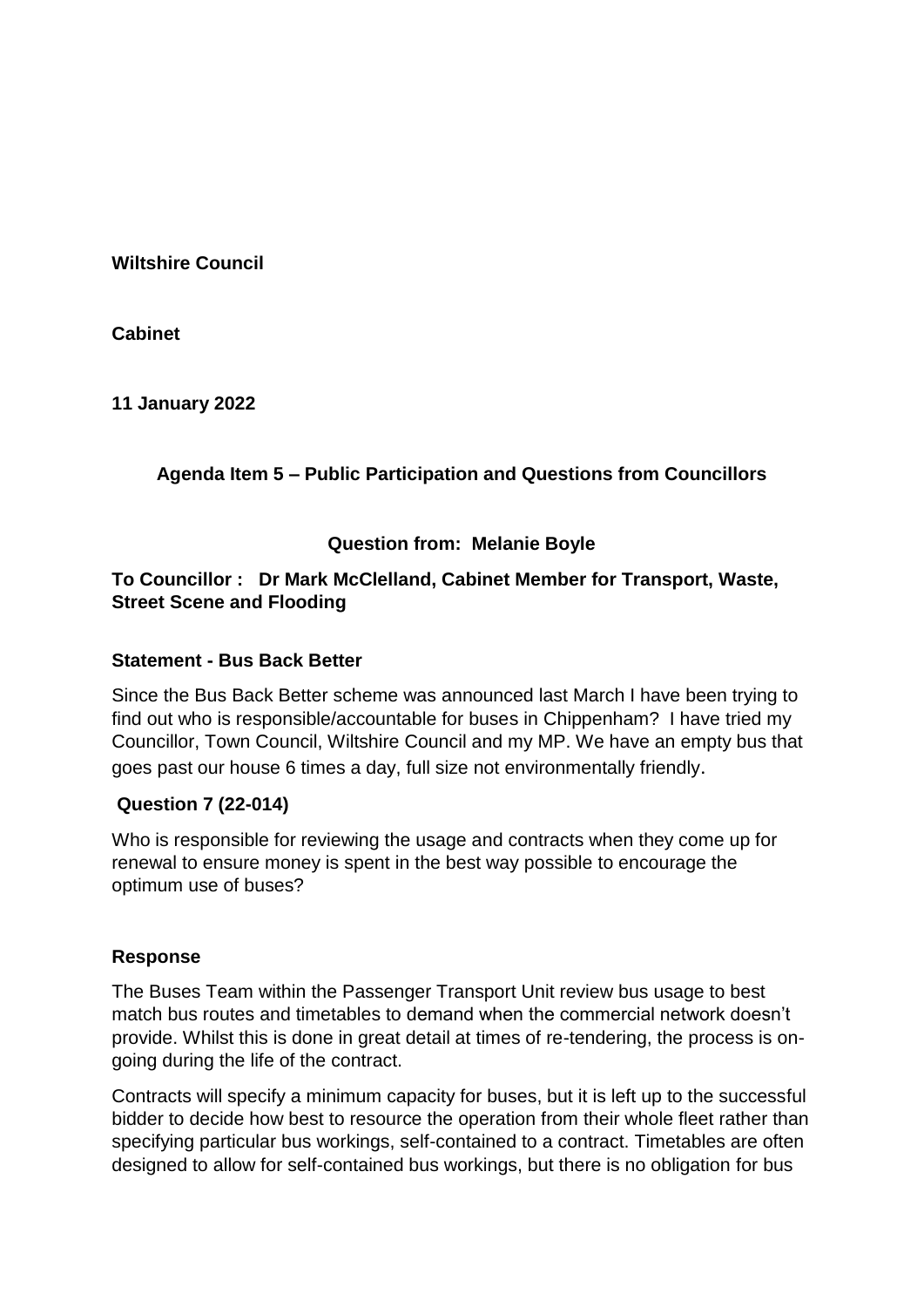**Wiltshire Council**

**Cabinet**

**11 January 2022**

**Agenda Item 5 – Public Participation and Questions from Councillors**

**Question from: Melanie Boyle**

**To Councillor : Dr Mark McClelland, Cabinet Member for Transport, Waste, Street Scene and Flooding**

**Statement - Bus Back Better**

Since the Bus Back Better scheme was announced last March I have been trying to find out who is responsible/accountable for buses in Chippenham? I have tried my Councillor, Town Council, Wiltshire Council and my MP. We have an empty bus that goes past our house 6 times a day, full size not environmentally friendly.

**Question 7 (22-014)**

Who is responsible for reviewing the usage and contracts when they come up for renewal to ensure money is spent in the best way possible to encourage the optimum use of buses?

**Response**

The Buses Team within the Passenger Transport Unit review bus usage to best match bus routes and timetables to demand when the commercial network doesn't provide. Whilst this is done in great detail at times of re-tendering, the process is on-going during the life of the contract.

Contracts will specify a minimum capacity for buses, but it is left up to the successful bidder to decide how best to resource the operation from their whole fleet rather than specifying particular bus workings, self-contained to a contract. Timetables are often designed to allow for self-contained bus workings, but there is no obligation for bus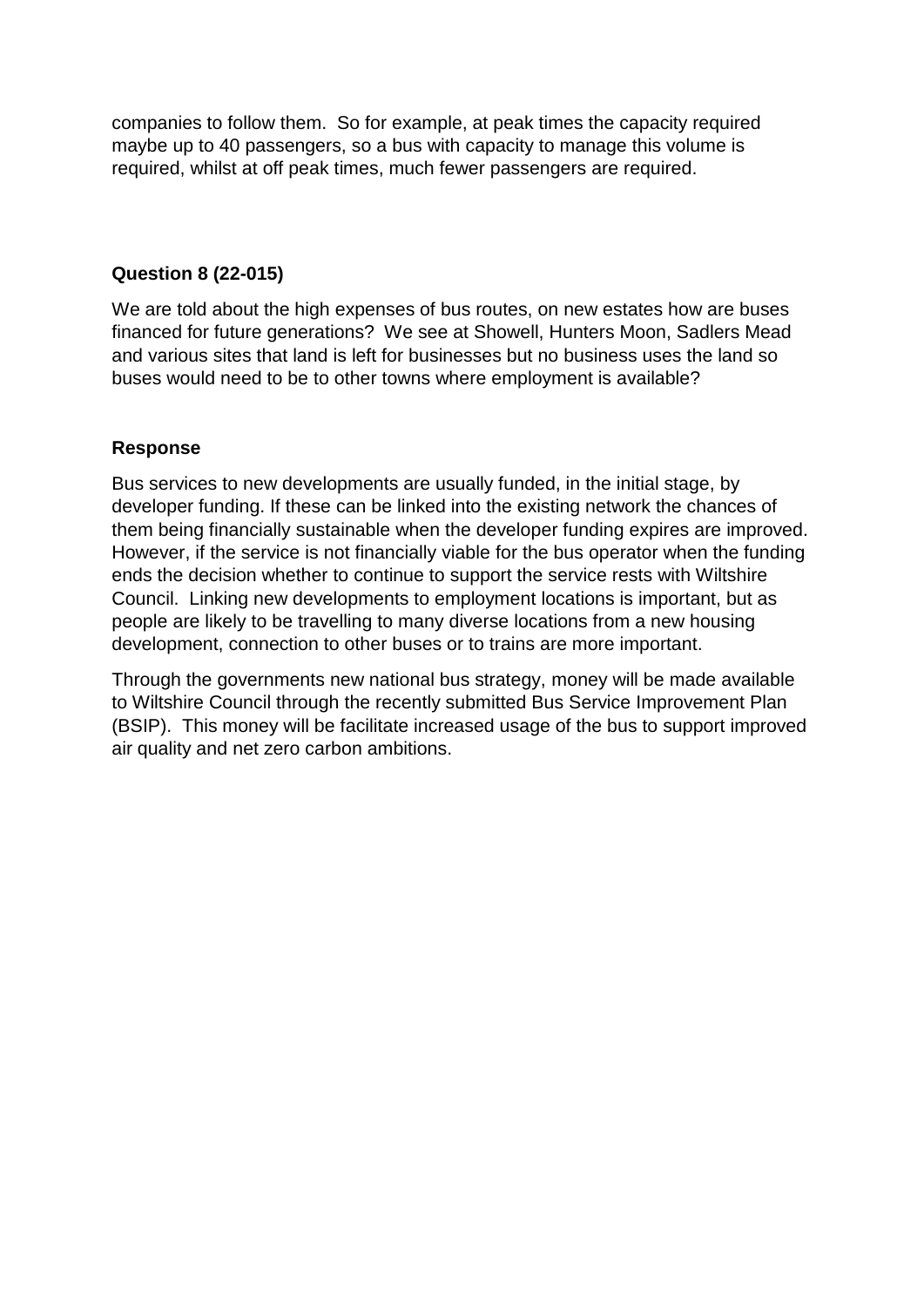companies to follow them. So for example, at peak times the capacity required maybe up to 40 passengers, so a bus with capacity to manage this volume is required, whilst at off peak times, much fewer passengers are required.

**Question 8 (22-015)**

We are told about the high expenses of bus routes, on new estates how are buses financed for future generations? We see at Showell, Hunters Moon, Sadlers Mead and various sites that land is left for businesses but no business uses the land so buses would need to be to other towns where employment is available?

**Response**

Bus services to new developments are usually funded, in the initial stage, by developer funding. If these can be linked into the existing network the chances of them being financially sustainable when the developer funding expires are improved. However, if the service is not financially viable for the bus operator when the funding ends the decision whether to continue to support the service rests with Wiltshire Council. Linking new developments to employment locations is important, but as people are likely to be travelling to many diverse locations from a new housing development, connection to other buses or to trains are more important.

Through the governments new national bus strategy, money will be made available to Wiltshire Council through the recently submitted Bus Service Improvement Plan (BSIP). This money will be facilitate increased usage of the bus to support improved air quality and net zero carbon ambitions.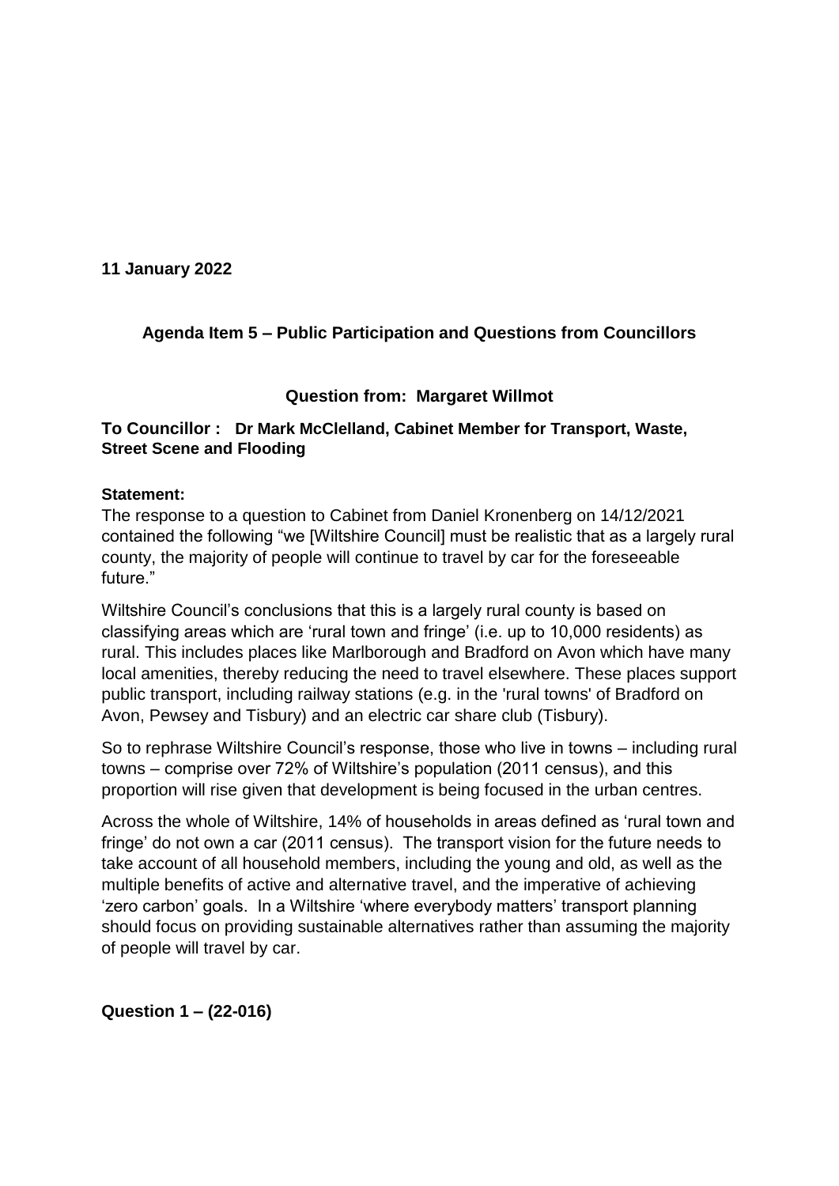**11 January 2022**

## Agenda Item 5 – Public Participation and Questions from Councillors

### Question from: Margaret Willmot

**To Councillor : Dr Mark McClelland, Cabinet Member for Transport, Waste, Street Scene and Flooding**

**Statement:**

The response to a question to Cabinet from Daniel Kronenberg on 14/12/2021 contained the following "we [Wiltshire Council] must be realistic that as a largely rural county, the majority of people will continue to travel by car for the foreseeable future."

Wiltshire Council's conclusions that this is a largely rural county is based on classifying areas which are 'rural town and fringe' (i.e. up to 10,000 residents) as rural. This includes places like Marlborough and Bradford on Avon which have many local amenities, thereby reducing the need to travel elsewhere. These places support public transport, including railway stations (e.g. in the 'rural towns' of Bradford on Avon, Pewsey and Tisbury) and an electric car share club (Tisbury).

So to rephrase Wiltshire Council's response, those who live in towns – including rural towns – comprise over 72% of Wiltshire's population (2011 census), and this proportion will rise given that development is being focused in the urban centres.

Across the whole of Wiltshire, 14% of households in areas defined as 'rural town and fringe' do not own a car (2011 census). The transport vision for the future needs to take account of all household members, including the young and old, as well as the multiple benefits of active and alternative travel, and the imperative of achieving 'zero carbon' goals. In a Wiltshire 'where everybody matters' transport planning should focus on providing sustainable alternatives rather than assuming the majority of people will travel by car.

**Question 1 – (22-016)**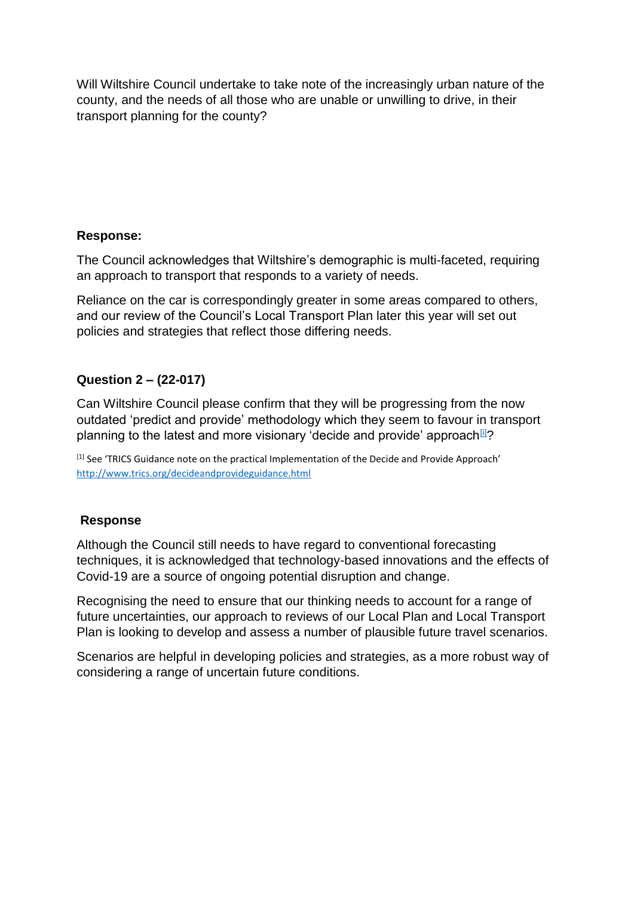Will Wiltshire Council undertake to take note of the increasingly urban nature of the county, and the needs of all those who are unable or unwilling to drive, in their transport planning for the county?

**Response:**

The Council acknowledges that Wiltshire's demographic is multi-faceted, requiring an approach to transport that responds to a variety of needs.

Reliance on the car is correspondingly greater in some areas compared to others, and our review of the Council's Local Transport Plan later this year will set out policies and strategies that reflect those differing needs.

**Question 2 – (22-017)**

Can Wiltshire Council please confirm that they will be progressing from the now outdated 'predict and provide' methodology which they seem to favour in transport planning to the latest and more visionary 'decide and provide' approach[i]?

[1] See 'TRICS Guidance note on the practical Implementation of the Decide and Provide Approach' http://www.trics.org/decideandprovideguidance.html

**Response**

Although the Council still needs to have regard to conventional forecasting techniques, it is acknowledged that technology-based innovations and the effects of Covid-19 are a source of ongoing potential disruption and change.

Recognising the need to ensure that our thinking needs to account for a range of future uncertainties, our approach to reviews of our Local Plan and Local Transport Plan is looking to develop and assess a number of plausible future travel scenarios.

Scenarios are helpful in developing policies and strategies, as a more robust way of considering a range of uncertain future conditions.